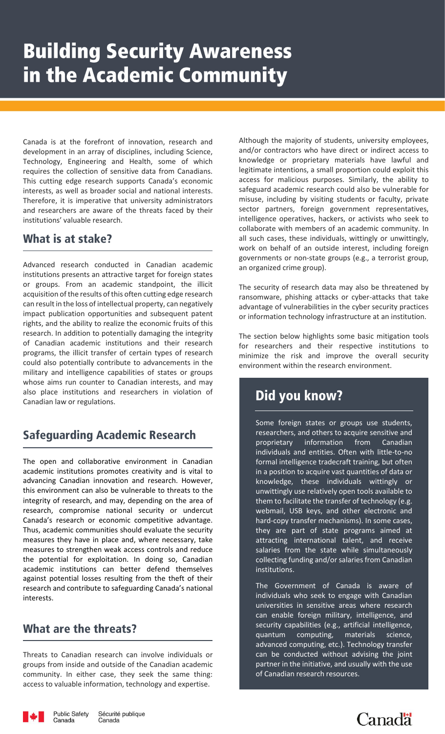# Building Security Awareness in the Academic Community

Canada is at the forefront of innovation, research and development in an array of disciplines, including Science, Technology, Engineering and Health, some of which requires the collection of sensitive data from Canadians. This cutting edge research supports Canada's economic interests, as well as broader social and national interests. Therefore, it is imperative that university administrators and researchers are aware of the threats faced by their institutions' valuable research.

## What is at stake?

Advanced research conducted in Canadian academic institutions presents an attractive target for foreign states or groups. From an academic standpoint, the illicit acquisition of the results of this often cutting edge research can result in the loss of intellectual property, can negatively impact publication opportunities and subsequent patent rights, and the ability to realize the economic fruits of this research. In addition to potentially damaging the integrity of Canadian academic institutions and their research programs, the illicit transfer of certain types of research could also potentially contribute to advancements in the military and intelligence capabilities of states or groups whose aims run counter to Canadian interests, and may also place institutions and researchers in violation of Canadian law or regulations.

## Safeguarding Academic Research

The open and collaborative environment in Canadian academic institutions promotes creativity and is vital to advancing Canadian innovation and research. However, this environment can also be vulnerable to threats to the integrity of research, and may, depending on the area of research, compromise national security or undercut Canada's research or economic competitive advantage. Thus, academic communities should evaluate the security measures they have in place and, where necessary, take measures to strengthen weak access controls and reduce the potential for exploitation. In doing so, Canadian academic institutions can better defend themselves against potential losses resulting from the theft of their research and contribute to safeguarding Canada's national interests.

## What are the threats?

Threats to Canadian research can involve individuals or groups from inside and outside of the Canadian academic community. In either case, they seek the same thing: access to valuable information, technology and expertise.

Although the majority of students, university employees, and/or contractors who have direct or indirect access to knowledge or proprietary materials have lawful and legitimate intentions, a small proportion could exploit this access for malicious purposes. Similarly, the ability to safeguard academic research could also be vulnerable for misuse, including by visiting students or faculty, private sector partners, foreign government representatives, intelligence operatives, hackers, or activists who seek to collaborate with members of an academic community. In all such cases, these individuals, wittingly or unwittingly, work on behalf of an outside interest, including foreign governments or non-state groups (e.g., a terrorist group, an organized crime group).

The security of research data may also be threatened by ransomware, phishing attacks or cyber-attacks that take advantage of vulnerabilities in the cyber security practices or information technology infrastructure at an institution.

The section below highlights some basic mitigation tools for researchers and their respective institutions to minimize the risk and improve the overall security environment within the research environment.

## Did you know?

Some foreign states or groups use students, researchers, and others to acquire sensitive and proprietary information from Canadian individuals and entities. Often with little-to-no formal intelligence tradecraft training, but often in a position to acquire vast quantities of data or knowledge, these individuals wittingly or unwittingly use relatively open tools available to them to facilitate the transfer of technology (e.g. webmail, USB keys, and other electronic and hard-copy transfer mechanisms). In some cases, they are part of state programs aimed at attracting international talent, and receive salaries from the state while simultaneously collecting funding and/or salaries from Canadian institutions.

The Government of Canada is aware of individuals who seek to engage with Canadian universities in sensitive areas where research can enable foreign military, intelligence, and security capabilities (e.g., artificial intelligence, quantum computing, materials science, advanced computing, etc.). Technology transfer can be conducted without advising the joint partner in the initiative, and usually with the use of Canadian research resources.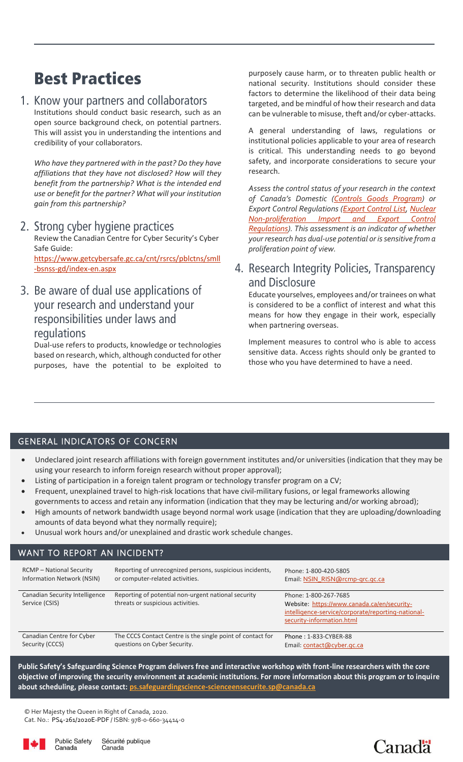# Best Practices

## 1. Know your partners and collaborators

Institutions should conduct basic research, such as an open source background check, on potential partners. This will assist you in understanding the intentions and credibility of your collaborators.

*Who have they partnered with in the past? Do they have affiliations that they have not disclosed? How will they benefit from the partnership? What is the intended end use or benefit for the partner? What will your institution gain from this partnership?*

## 2. Strong cyber hygiene practices

Review the Canadian Centre for Cyber Security's Cyber Safe Guide:
https://www.getcybersafe.gc.ca/cnt/rsrcs/pblctns/smll-bsnss-gd/index-en.aspx

## 3. Be aware of dual use applications of your research and understand your responsibilities under laws and regulations

Dual-use refers to products, knowledge or technologies based on research, which, although conducted for other purposes, have the potential to be exploited to purposely cause harm, or to threaten public health or national security. Institutions should consider these factors to determine the likelihood of their data being targeted, and be mindful of how their research and data can be vulnerable to misuse, theft and/or cyber-attacks.

A general understanding of laws, regulations or institutional policies applicable to your area of research is critical. This understanding needs to go beyond safety, and incorporate considerations to secure your research.

*Assess the control status of your research in the context of Canada's Domestic (Controls Goods Program) or Export Control Regulations (Export Control List, Nuclear Non-proliferation Import and Export Control Regulations). This assessment is an indicator of whether your research has dual-use potential or is sensitive from a proliferation point of view.*

## 4. Research Integrity Policies, Transparency and Disclosure

Educate yourselves, employees and/or trainees on what is considered to be a conflict of interest and what this means for how they engage in their work, especially when partnering overseas.

Implement measures to control who is able to access sensitive data. Access rights should only be granted to those who you have determined to have a need.

## GENERAL INDICATORS OF CONCERN

- Undeclared joint research affiliations with foreign government institutes and/or universities (indication that they may be using your research to inform foreign research without proper approval);
- Listing of participation in a foreign talent program or technology transfer program on a CV;
- Frequent, unexplained travel to high-risk locations that have civil-military fusions, or legal frameworks allowing governments to access and retain any information (indication that they may be lecturing and/or working abroad);
- High amounts of network bandwidth usage beyond normal work usage (indication that they are uploading/downloading amounts of data beyond what they normally require);
- Unusual work hours and/or unexplained and drastic work schedule changes.

## WANT TO REPORT AN INCIDENT?

| | | |
|---|---|---|
| RCMP – National Security Information Network (NSIN) | Reporting of unrecognized persons, suspicious incidents, or computer-related activities. | Phone: 1-800-420-5805<br>Email: NSIN_RISN@rcmp-grc.gc.ca |
| Canadian Security Intelligence Service (CSIS) | Reporting of potential non-urgent national security threats or suspicious activities. | Phone: 1-800-267-7685<br>Website: https://www.canada.ca/en/security-intelligence-service/corporate/reporting-national-security-information.html |
| Canadian Centre for Cyber Security (CCCS) | The CCCS Contact Centre is the single point of contact for questions on Cyber Security. | Phone : 1-833-CYBER-88<br>Email: contact@cyber.gc.ca |

**Public Safety's Safeguarding Science Program delivers free and interactive workshop with front-line researchers with the core objective of improving the security environment at academic institutions. For more information about this program or to inquire about scheduling, please contact: ps.safeguardingscience-scienceensecurite.sp@canada.ca**

© Her Majesty the Queen in Right of Canada, 2020.
Cat. No.: PS4-261/2020E-PDF / ISBN: 978-0-660-34414-0

Public Safety Canada Sécurité publique Canada

Canada